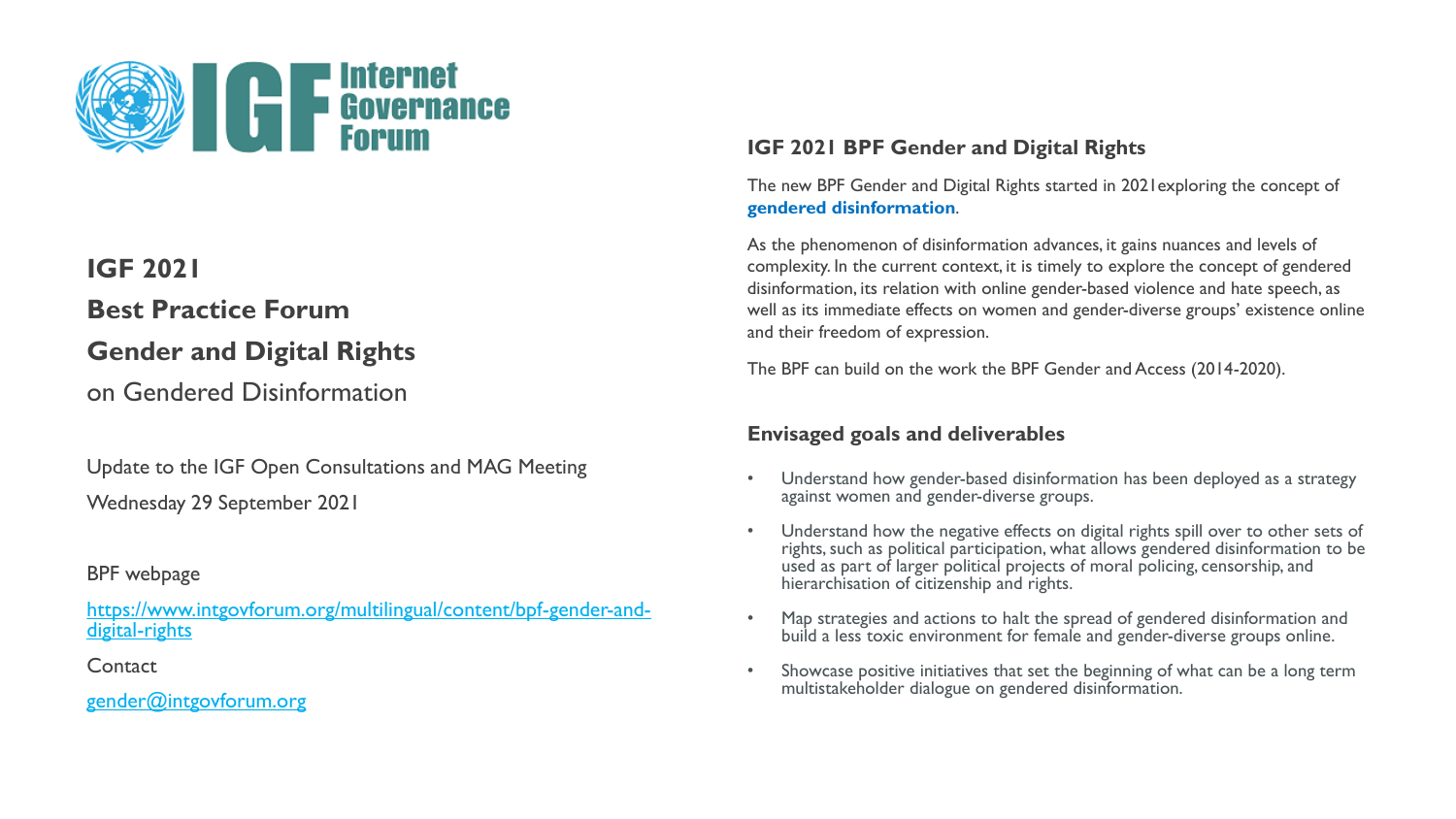# IGF 2021

# Best Practice Forum

# Gender and Digital Rights

on Gendered Disinformation

Update to the IGF Open Consultations and MAG Meeting

Wednesday 29 September 2021

BPF webpage

https://www.intgovforum.org/multilingual/content/bpf-gender-and-digital-rights

Contact

gender@intgovforum.org

## IGF 2021 BPF Gender and Digital Rights

The new BPF Gender and Digital Rights started in 2021exploring the concept of **gendered disinformation**.

As the phenomenon of disinformation advances, it gains nuances and levels of complexity. In the current context, it is timely to explore the concept of gendered disinformation, its relation with online gender-based violence and hate speech, as well as its immediate effects on women and gender-diverse groups' existence online and their freedom of expression.

The BPF can build on the work the BPF Gender and Access (2014-2020).

## Envisaged goals and deliverables

- Understand how gender-based disinformation has been deployed as a strategy against women and gender-diverse groups.
- Understand how the negative effects on digital rights spill over to other sets of rights, such as political participation, what allows gendered disinformation to be used as part of larger political projects of moral policing, censorship, and hierarchisation of citizenship and rights.
- Map strategies and actions to halt the spread of gendered disinformation and build a less toxic environment for female and gender-diverse groups online.
- Showcase positive initiatives that set the beginning of what can be a long term multistakeholder dialogue on gendered disinformation.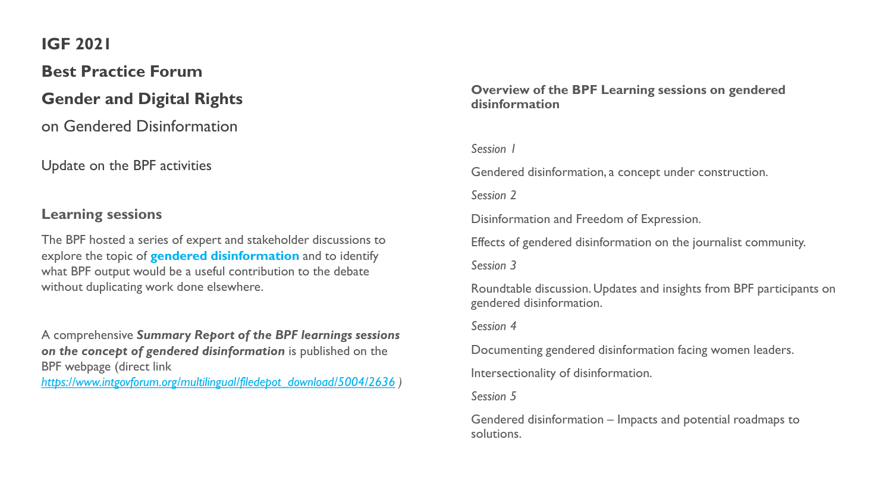## IGF 2021

## Best Practice Forum

## Gender and Digital Rights

on Gendered Disinformation

Update on the BPF activities

### Learning sessions

The BPF hosted a series of expert and stakeholder discussions to explore the topic of **gendered disinformation** and to identify what BPF output would be a useful contribution to the debate without duplicating work done elsewhere.

A comprehensive ***Summary Report of the BPF learnings sessions on the concept of gendered disinformation*** is published on the BPF webpage (direct link *https://www.intgovforum.org/multilingual/filedepot_download/5004/2636* )

### Overview of the BPF Learning sessions on gendered disinformation

*Session 1*

Gendered disinformation, a concept under construction.

*Session 2*

Disinformation and Freedom of Expression.

Effects of gendered disinformation on the journalist community.

*Session 3*

Roundtable discussion. Updates and insights from BPF participants on gendered disinformation.

*Session 4*

Documenting gendered disinformation facing women leaders.

Intersectionality of disinformation.

*Session 5*

Gendered disinformation – Impacts and potential roadmaps to solutions.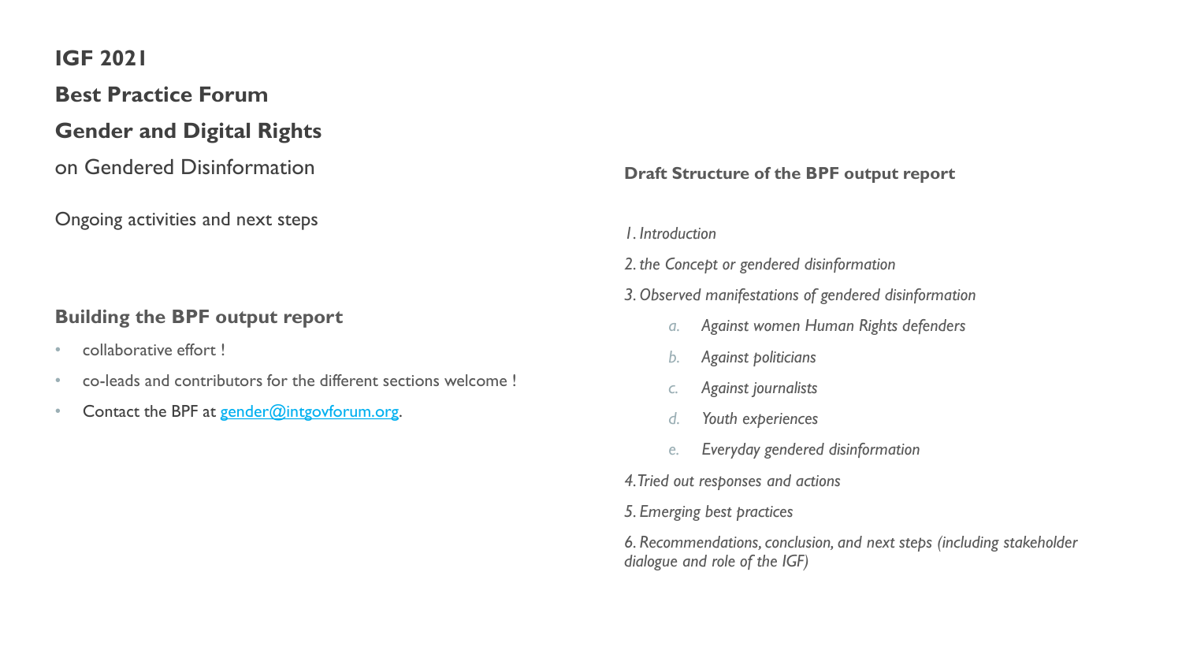**IGF 2021**

**Best Practice Forum**

**Gender and Digital Rights**

on Gendered Disinformation

Ongoing activities and next steps

## Building the BPF output report

- collaborative effort !
- co-leads and contributors for the different sections welcome !
- Contact the BPF at gender@intgovforum.org.

## Draft Structure of the BPF output report

*1. Introduction*

*2. the Concept or gendered disinformation*

*3. Observed manifestations of gendered disinformation*

  a. *Against women Human Rights defenders*
  b. *Against politicians*
  c. *Against journalists*
  d. *Youth experiences*
  e. *Everyday gendered disinformation*

*4. Tried out responses and actions*

*5. Emerging best practices*

*6. Recommendations, conclusion, and next steps (including stakeholder dialogue and role of the IGF)*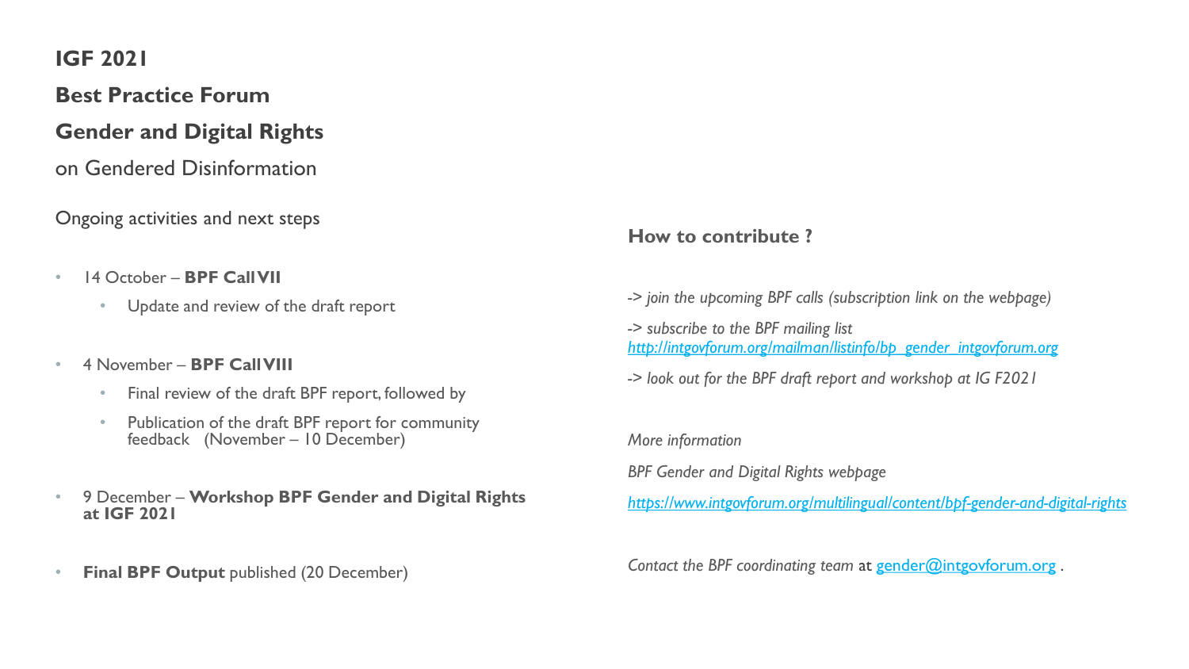**IGF 2021**

**Best Practice Forum**

**Gender and Digital Rights**

on Gendered Disinformation

Ongoing activities and next steps

- 14 October – **BPF Call VII**
  - Update and review of the draft report
- 4 November – **BPF Call VIII**
  - Final review of the draft BPF report, followed by
  - Publication of the draft BPF report for community feedback (November – 10 December)
- 9 December – **Workshop BPF Gender and Digital Rights at IGF 2021**
- **Final BPF Output** published (20 December)

**How to contribute ?**

*-> join the upcoming BPF calls (subscription link on the webpage)*

*-> subscribe to the BPF mailing list* *http://intgovforum.org/mailman/listinfo/bp_gender_intgovforum.org*

*-> look out for the BPF draft report and workshop at IG F2021*

*More information*

*BPF Gender and Digital Rights webpage*

*https://www.intgovforum.org/multilingual/content/bpf-gender-and-digital-rights*

*Contact the BPF coordinating team* at gender@intgovforum.org .